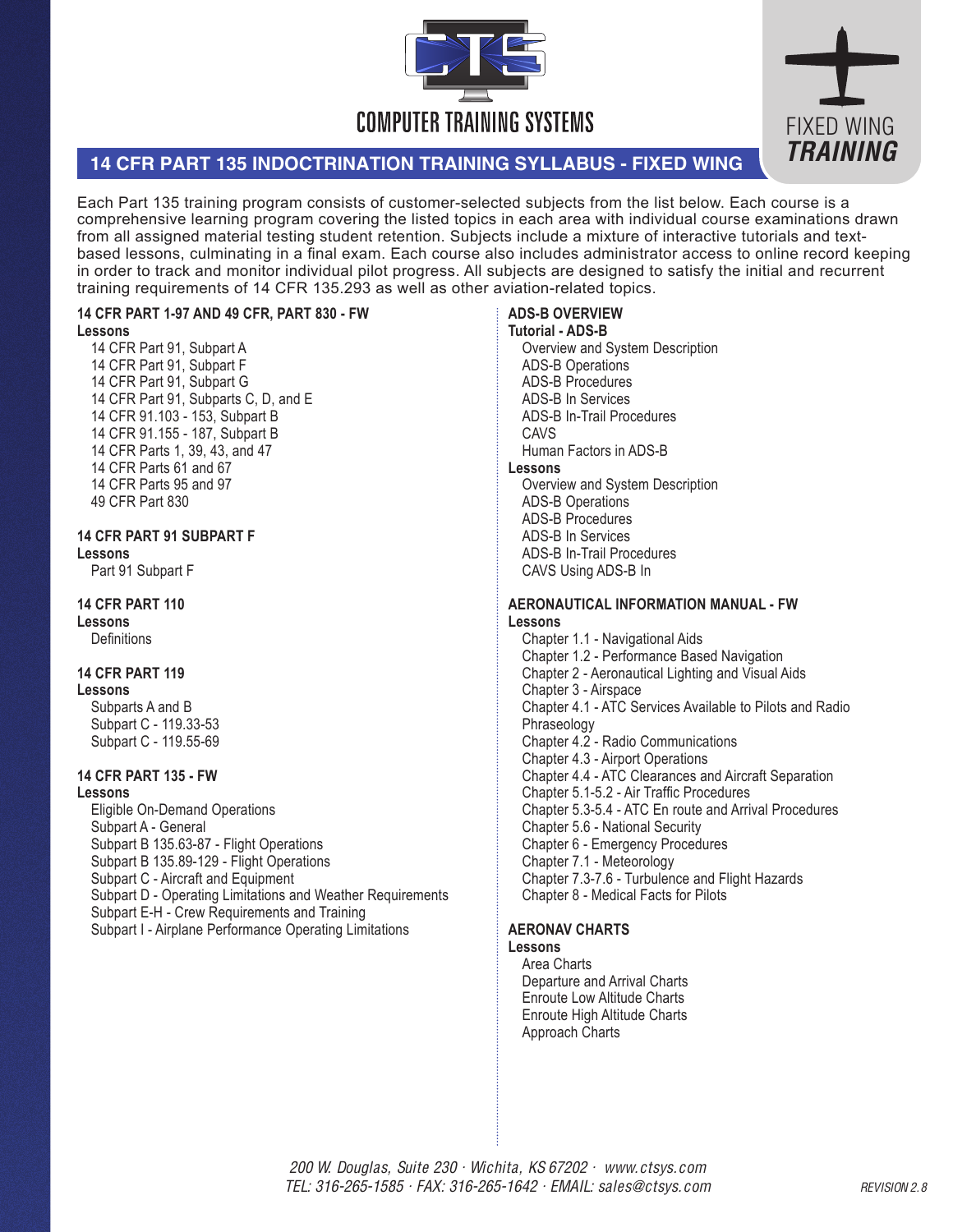COMPUTER TRAINING SYSTEMS

FIXED WING **TRAINING**

# 14 CFR PART 135 INDOCTRINATION TRAINING SYLLABUS - FIXED WING

Each Part 135 training program consists of customer-selected subjects from the list below. Each course is a comprehensive learning program covering the listed topics in each area with individual course examinations drawn from all assigned material testing student retention. Subjects include a mixture of interactive tutorials and text-based lessons, culminating in a final exam. Each course also includes administrator access to online record keeping in order to track and monitor individual pilot progress. All subjects are designed to satisfy the initial and recurrent training requirements of 14 CFR 135.293 as well as other aviation-related topics.

## 14 CFR PART 1-97 AND 49 CFR, PART 830 - FW

**Lessons**

- 14 CFR Part 91, Subpart A
- 14 CFR Part 91, Subpart F
- 14 CFR Part 91, Subpart G
- 14 CFR Part 91, Subparts C, D, and E
- 14 CFR 91.103 - 153, Subpart B
- 14 CFR 91.155 - 187, Subpart B
- 14 CFR Parts 1, 39, 43, and 47
- 14 CFR Parts 61 and 67
- 14 CFR Parts 95 and 97
- 49 CFR Part 830

## 14 CFR PART 91 SUBPART F

**Lessons**

- Part 91 Subpart F

## 14 CFR PART 110

**Lessons**

- Definitions

## 14 CFR PART 119

**Lessons**

- Subparts A and B
- Subpart C - 119.33-53
- Subpart C - 119.55-69

## 14 CFR PART 135 - FW

**Lessons**

- Eligible On-Demand Operations
- Subpart A - General
- Subpart B 135.63-87 - Flight Operations
- Subpart B 135.89-129 - Flight Operations
- Subpart C - Aircraft and Equipment
- Subpart D - Operating Limitations and Weather Requirements
- Subpart E-H - Crew Requirements and Training
- Subpart I - Airplane Performance Operating Limitations

## ADS-B OVERVIEW

**Tutorial - ADS-B**

- Overview and System Description
- ADS-B Operations
- ADS-B Procedures
- ADS-B In Services
- ADS-B In-Trail Procedures
- CAVS
- Human Factors in ADS-B

**Lessons**

- Overview and System Description
- ADS-B Operations
- ADS-B Procedures
- ADS-B In Services
- ADS-B In-Trail Procedures
- CAVS Using ADS-B In

## AERONAUTICAL INFORMATION MANUAL - FW

**Lessons**

- Chapter 1.1 - Navigational Aids
- Chapter 1.2 - Performance Based Navigation
- Chapter 2 - Aeronautical Lighting and Visual Aids
- Chapter 3 - Airspace
- Chapter 4.1 - ATC Services Available to Pilots and Radio Phraseology
- Chapter 4.2 - Radio Communications
- Chapter 4.3 - Airport Operations
- Chapter 4.4 - ATC Clearances and Aircraft Separation
- Chapter 5.1-5.2 - Air Traffic Procedures
- Chapter 5.3-5.4 - ATC En route and Arrival Procedures
- Chapter 5.6 - National Security
- Chapter 6 - Emergency Procedures
- Chapter 7.1 - Meteorology
- Chapter 7.3-7.6 - Turbulence and Flight Hazards
- Chapter 8 - Medical Facts for Pilots

## AERONAV CHARTS

**Lessons**

- Area Charts
- Departure and Arrival Charts
- Enroute Low Altitude Charts
- Enroute High Altitude Charts
- Approach Charts

*200 W. Douglas, Suite 230 · Wichita, KS 67202 · www.ctsys.com*
*TEL: 316-265-1585 · FAX: 316-265-1642 · EMAIL: sales@ctsys.com*

*REVISION 2.8*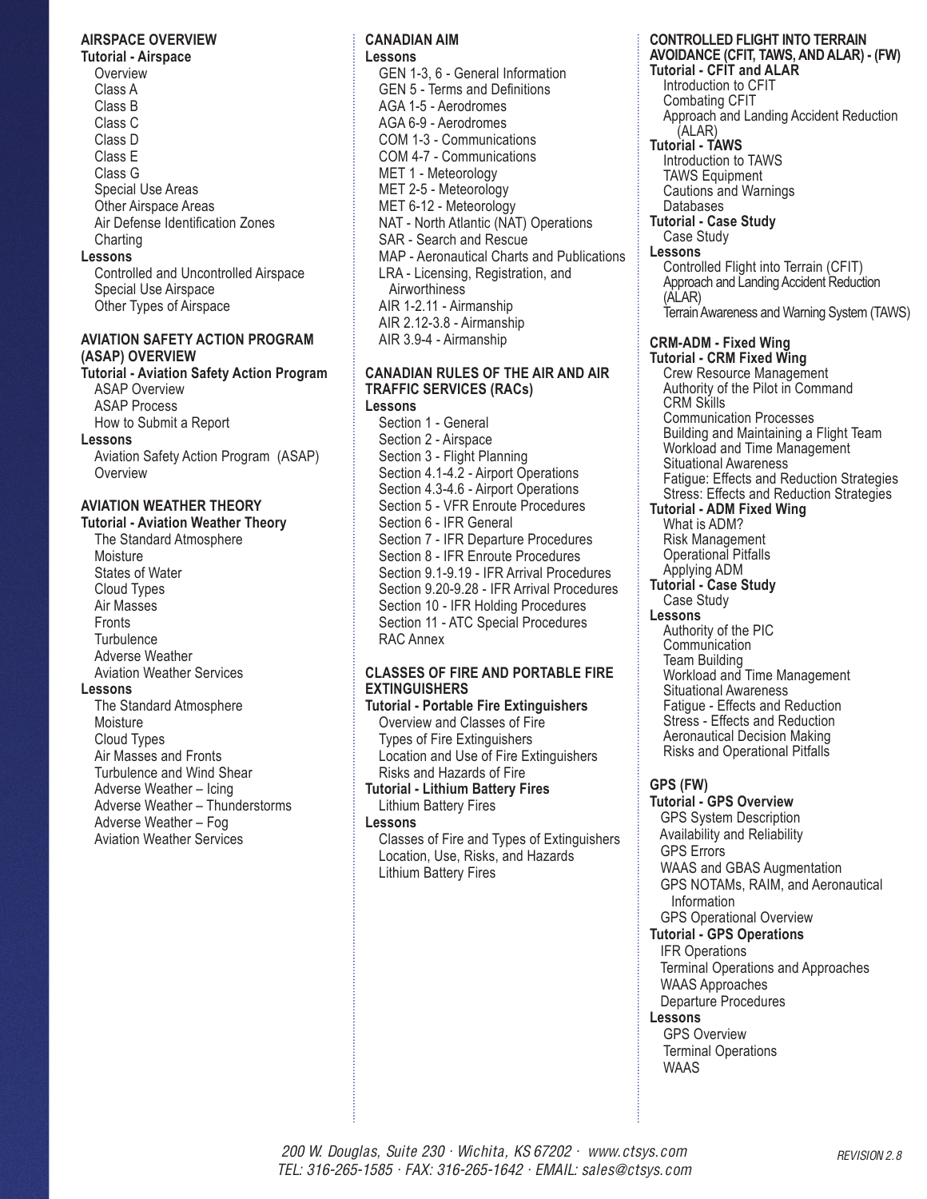## AIRSPACE OVERVIEW

**Tutorial - Airspace**

- Overview
- Class A
- Class B
- Class C
- Class D
- Class E
- Class G
- Special Use Areas
- Other Airspace Areas
- Air Defense Identification Zones
- Charting

**Lessons**

- Controlled and Uncontrolled Airspace
- Special Use Airspace
- Other Types of Airspace

## AVIATION SAFETY ACTION PROGRAM (ASAP) OVERVIEW

**Tutorial - Aviation Safety Action Program**

- ASAP Overview
- ASAP Process
- How to Submit a Report

**Lessons**

- Aviation Safety Action Program (ASAP) Overview

## AVIATION WEATHER THEORY

**Tutorial - Aviation Weather Theory**

- The Standard Atmosphere
- Moisture
- States of Water
- Cloud Types
- Air Masses
- Fronts
- Turbulence
- Adverse Weather
- Aviation Weather Services

**Lessons**

- The Standard Atmosphere
- Moisture
- Cloud Types
- Air Masses and Fronts
- Turbulence and Wind Shear
- Adverse Weather – Icing
- Adverse Weather – Thunderstorms
- Adverse Weather – Fog
- Aviation Weather Services

## CANADIAN AIM

**Lessons**

- GEN 1-3, 6 - General Information
- GEN 5 - Terms and Definitions
- AGA 1-5 - Aerodromes
- AGA 6-9 - Aerodromes
- COM 1-3 - Communications
- COM 4-7 - Communications
- MET 1 - Meteorology
- MET 2-5 - Meteorology
- MET 6-12 - Meteorology
- NAT - North Atlantic (NAT) Operations
- SAR - Search and Rescue
- MAP - Aeronautical Charts and Publications
- LRA - Licensing, Registration, and Airworthiness
- AIR 1-2.11 - Airmanship
- AIR 2.12-3.8 - Airmanship
- AIR 3.9-4 - Airmanship

## CANADIAN RULES OF THE AIR AND AIR TRAFFIC SERVICES (RACs)

**Lessons**

- Section 1 - General
- Section 2 - Airspace
- Section 3 - Flight Planning
- Section 4.1-4.2 - Airport Operations
- Section 4.3-4.6 - Airport Operations
- Section 5 - VFR Enroute Procedures
- Section 6 - IFR General
- Section 7 - IFR Departure Procedures
- Section 8 - IFR Enroute Procedures
- Section 9.1-9.19 - IFR Arrival Procedures
- Section 9.20-9.28 - IFR Arrival Procedures
- Section 10 - IFR Holding Procedures
- Section 11 - ATC Special Procedures
- RAC Annex

## CLASSES OF FIRE AND PORTABLE FIRE EXTINGUISHERS

**Tutorial - Portable Fire Extinguishers**

- Overview and Classes of Fire
- Types of Fire Extinguishers
- Location and Use of Fire Extinguishers
- Risks and Hazards of Fire

**Tutorial - Lithium Battery Fires**

- Lithium Battery Fires

**Lessons**

- Classes of Fire and Types of Extinguishers
- Location, Use, Risks, and Hazards
- Lithium Battery Fires

## CONTROLLED FLIGHT INTO TERRAIN AVOIDANCE (CFIT, TAWS, AND ALAR) - (FW)

**Tutorial - CFIT and ALAR**

- Introduction to CFIT
- Combating CFIT
- Approach and Landing Accident Reduction (ALAR)

**Tutorial - TAWS**

- Introduction to TAWS
- TAWS Equipment
- Cautions and Warnings
- Databases

**Tutorial - Case Study**

- Case Study

**Lessons**

- Controlled Flight into Terrain (CFIT)
- Approach and Landing Accident Reduction (ALAR)
- Terrain Awareness and Warning System (TAWS)

## CRM-ADM - Fixed Wing

**Tutorial - CRM Fixed Wing**

- Crew Resource Management
- Authority of the Pilot in Command
- CRM Skills
- Communication Processes
- Building and Maintaining a Flight Team
- Workload and Time Management
- Situational Awareness
- Fatigue: Effects and Reduction Strategies
- Stress: Effects and Reduction Strategies

**Tutorial - ADM Fixed Wing**

- What is ADM?
- Risk Management
- Operational Pitfalls
- Applying ADM

**Tutorial - Case Study**

- Case Study

**Lessons**

- Authority of the PIC
- Communication
- Team Building
- Workload and Time Management
- Situational Awareness
- Fatigue - Effects and Reduction
- Stress - Effects and Reduction
- Aeronautical Decision Making
- Risks and Operational Pitfalls

## GPS (FW)

**Tutorial - GPS Overview**

- GPS System Description
- Availability and Reliability
- GPS Errors
- WAAS and GBAS Augmentation
- GPS NOTAMs, RAIM, and Aeronautical Information
- GPS Operational Overview

**Tutorial - GPS Operations**

- IFR Operations
- Terminal Operations and Approaches
- WAAS Approaches
- Departure Procedures

**Lessons**

- GPS Overview
- Terminal Operations
- WAAS

*200 W. Douglas, Suite 230 · Wichita, KS 67202 · www.ctsys.com*
*TEL: 316-265-1585 · FAX: 316-265-1642 · EMAIL: sales@ctsys.com*

*REVISION 2.8*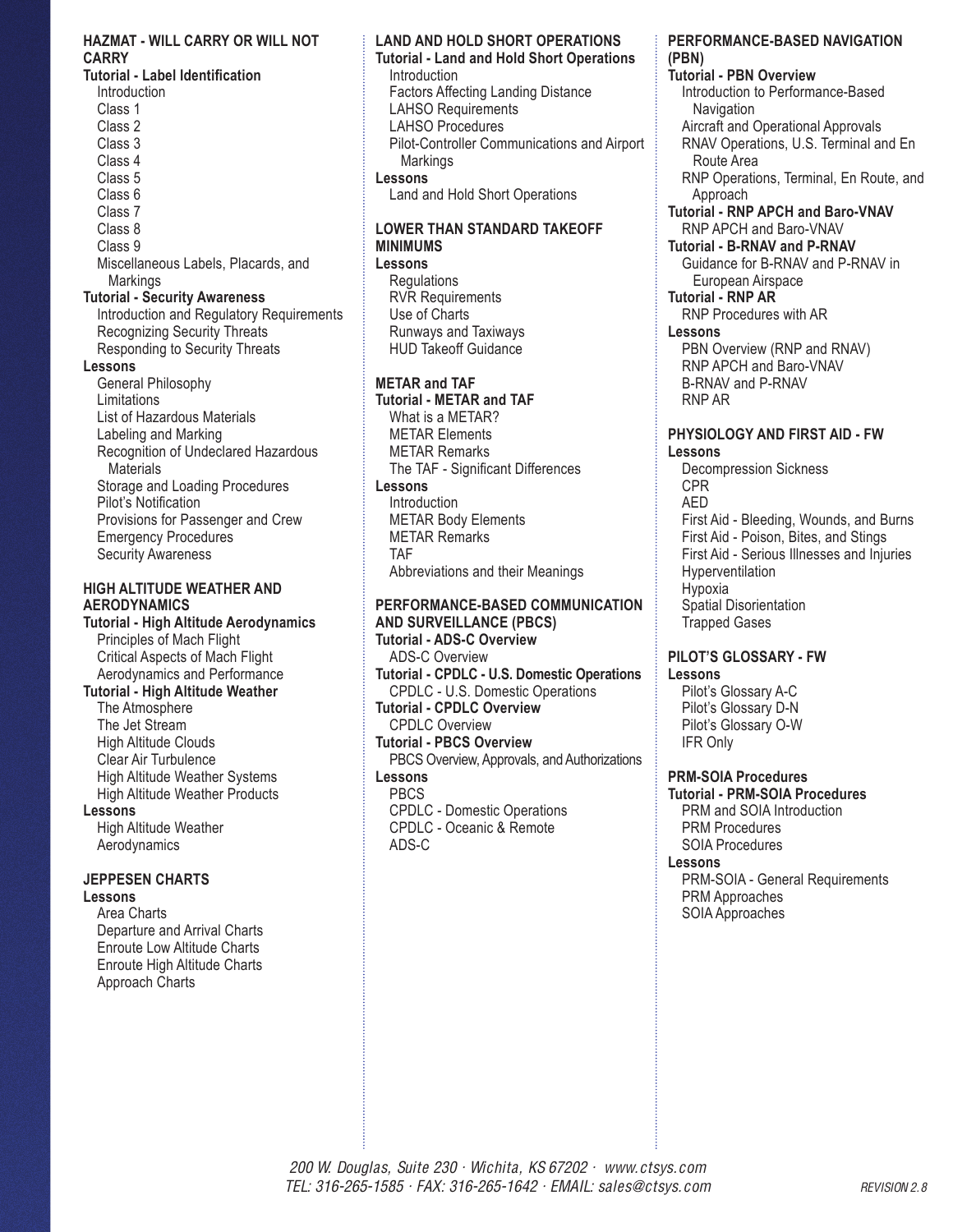## HAZMAT - WILL CARRY OR WILL NOT CARRY

**Tutorial - Label Identification**

- Introduction
- Class 1
- Class 2
- Class 3
- Class 4
- Class 5
- Class 6
- Class 7
- Class 8
- Class 9
- Miscellaneous Labels, Placards, and Markings

**Tutorial - Security Awareness**

- Introduction and Regulatory Requirements
- Recognizing Security Threats
- Responding to Security Threats

**Lessons**

- General Philosophy
- Limitations
- List of Hazardous Materials
- Labeling and Marking
- Recognition of Undeclared Hazardous Materials
- Storage and Loading Procedures
- Pilot's Notification
- Provisions for Passenger and Crew
- Emergency Procedures
- Security Awareness

## HIGH ALTITUDE WEATHER AND AERODYNAMICS

**Tutorial - High Altitude Aerodynamics**

- Principles of Mach Flight
- Critical Aspects of Mach Flight
- Aerodynamics and Performance

**Tutorial - High Altitude Weather**

- The Atmosphere
- The Jet Stream
- High Altitude Clouds
- Clear Air Turbulence
- High Altitude Weather Systems
- High Altitude Weather Products

**Lessons**

- High Altitude Weather
- Aerodynamics

## JEPPESEN CHARTS

**Lessons**

- Area Charts
- Departure and Arrival Charts
- Enroute Low Altitude Charts
- Enroute High Altitude Charts
- Approach Charts

## LAND AND HOLD SHORT OPERATIONS

**Tutorial - Land and Hold Short Operations**

- Introduction
- Factors Affecting Landing Distance
- LAHSO Requirements
- LAHSO Procedures
- Pilot-Controller Communications and Airport Markings

**Lessons**

- Land and Hold Short Operations

## LOWER THAN STANDARD TAKEOFF MINIMUMS

**Lessons**

- Regulations
- RVR Requirements
- Use of Charts
- Runways and Taxiways
- HUD Takeoff Guidance

## METAR and TAF

**Tutorial - METAR and TAF**

- What is a METAR?
- METAR Elements
- METAR Remarks
- The TAF - Significant Differences

**Lessons**

- Introduction
- METAR Body Elements
- METAR Remarks
- TAF
- Abbreviations and their Meanings

## PERFORMANCE-BASED COMMUNICATION AND SURVEILLANCE (PBCS)

**Tutorial - ADS-C Overview**

- ADS-C Overview

**Tutorial - CPDLC - U.S. Domestic Operations**

- CPDLC - U.S. Domestic Operations

**Tutorial - CPDLC Overview**

- CPDLC Overview

**Tutorial - PBCS Overview**

- PBCS Overview, Approvals, and Authorizations

**Lessons**

- PBCS
- CPDLC - Domestic Operations
- CPDLC - Oceanic & Remote
- ADS-C

## PERFORMANCE-BASED NAVIGATION (PBN)

**Tutorial - PBN Overview**

- Introduction to Performance-Based Navigation
- Aircraft and Operational Approvals
- RNAV Operations, U.S. Terminal and En Route Area
- RNP Operations, Terminal, En Route, and Approach

**Tutorial - RNP APCH and Baro-VNAV**

- RNP APCH and Baro-VNAV

**Tutorial - B-RNAV and P-RNAV**

- Guidance for B-RNAV and P-RNAV in European Airspace

**Tutorial - RNP AR**

- RNP Procedures with AR

**Lessons**

- PBN Overview (RNP and RNAV)
- RNP APCH and Baro-VNAV
- B-RNAV and P-RNAV
- RNP AR

## PHYSIOLOGY AND FIRST AID - FW

**Lessons**

- Decompression Sickness
- CPR
- AED
- First Aid - Bleeding, Wounds, and Burns
- First Aid - Poison, Bites, and Stings
- First Aid - Serious Illnesses and Injuries
- Hyperventilation
- Hypoxia
- Spatial Disorientation
- Trapped Gases

## PILOT'S GLOSSARY - FW

**Lessons**

- Pilot's Glossary A-C
- Pilot's Glossary D-N
- Pilot's Glossary O-W
- IFR Only

## PRM-SOIA Procedures

**Tutorial - PRM-SOIA Procedures**

- PRM and SOIA Introduction
- PRM Procedures
- SOIA Procedures

**Lessons**

- PRM-SOIA - General Requirements
- PRM Approaches
- SOIA Approaches

*200 W. Douglas, Suite 230 · Wichita, KS 67202 · www.ctsys.com*
*TEL: 316-265-1585 · FAX: 316-265-1642 · EMAIL: sales@ctsys.com*

*REVISION 2.8*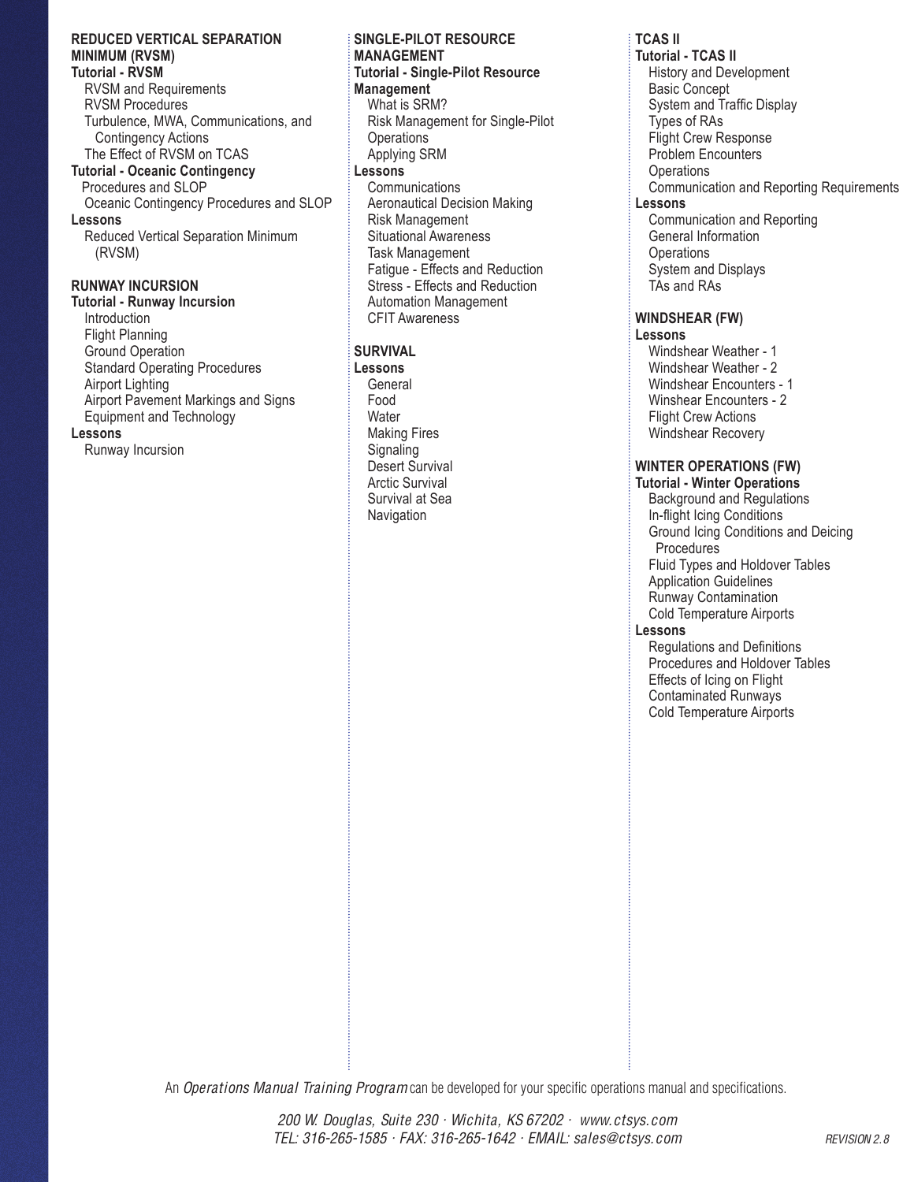## REDUCED VERTICAL SEPARATION MINIMUM (RVSM)

**Tutorial - RVSM**

- RVSM and Requirements
- RVSM Procedures
- Turbulence, MWA, Communications, and Contingency Actions
- The Effect of RVSM on TCAS

**Tutorial - Oceanic Contingency Procedures and SLOP**

- Oceanic Contingency Procedures and SLOP

**Lessons**

- Reduced Vertical Separation Minimum (RVSM)

## RUNWAY INCURSION

**Tutorial - Runway Incursion**

- Introduction
- Flight Planning
- Ground Operation
- Standard Operating Procedures
- Airport Lighting
- Airport Pavement Markings and Signs
- Equipment and Technology

**Lessons**

- Runway Incursion

## SINGLE-PILOT RESOURCE MANAGEMENT

**Tutorial - Single-Pilot Resource Management**

- What is SRM?
- Risk Management for Single-Pilot Operations
- Applying SRM

**Lessons**

- Communications
- Aeronautical Decision Making
- Risk Management
- Situational Awareness
- Task Management
- Fatigue - Effects and Reduction
- Stress - Effects and Reduction
- Automation Management
- CFIT Awareness

## SURVIVAL

**Lessons**

- General
- Food
- Water
- Making Fires
- Signaling
- Desert Survival
- Arctic Survival
- Survival at Sea
- Navigation

## TCAS II

**Tutorial - TCAS II**

- History and Development
- Basic Concept
- System and Traffic Display
- Types of RAs
- Flight Crew Response
- Problem Encounters
- Operations
- Communication and Reporting Requirements

**Lessons**

- Communication and Reporting
- General Information
- Operations
- System and Displays
- TAs and RAs

## WINDSHEAR (FW)

**Lessons**

- Windshear Weather - 1
- Windshear Weather - 2
- Windshear Encounters - 1
- Winshear Encounters - 2
- Flight Crew Actions
- Windshear Recovery

## WINTER OPERATIONS (FW)

**Tutorial - Winter Operations**

- Background and Regulations
- In-flight Icing Conditions
- Ground Icing Conditions and Deicing Procedures
- Fluid Types and Holdover Tables
- Application Guidelines
- Runway Contamination
- Cold Temperature Airports

**Lessons**

- Regulations and Definitions
- Procedures and Holdover Tables
- Effects of Icing on Flight
- Contaminated Runways
- Cold Temperature Airports

An *Operations Manual Training Program* can be developed for your specific operations manual and specifications.

*200 W. Douglas, Suite 230 · Wichita, KS 67202 · www.ctsys.com*
*TEL: 316-265-1585 · FAX: 316-265-1642 · EMAIL: sales@ctsys.com*

*REVISION 2.8*